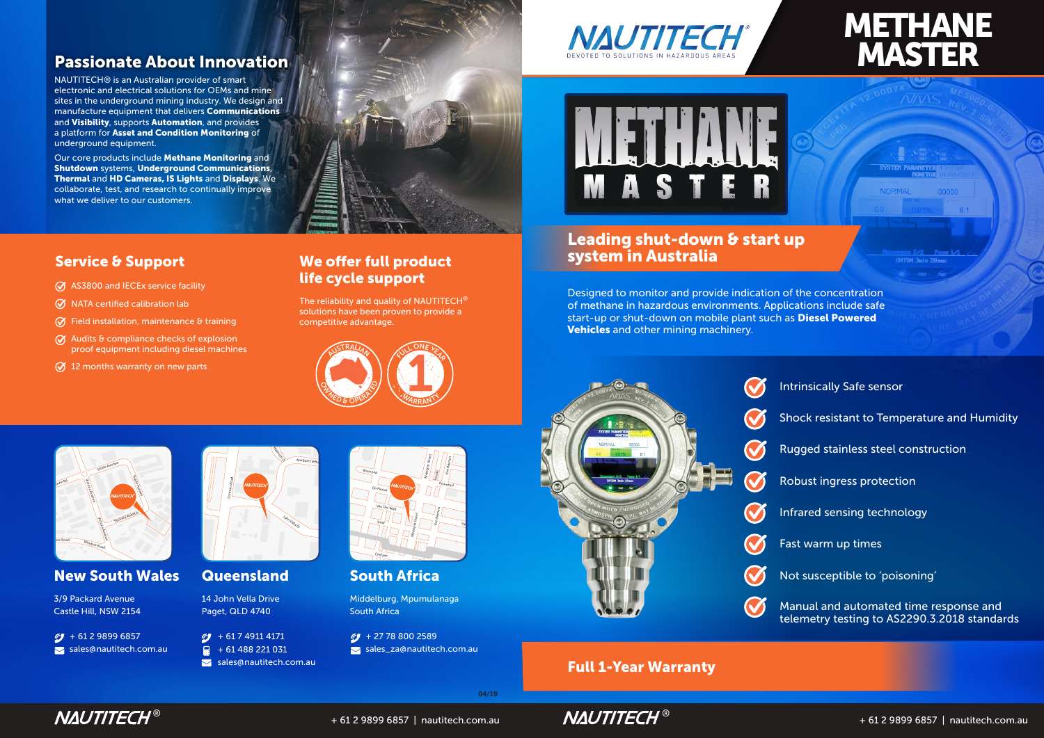# METHANE MASTER

NAUTITECH® — DEVOTED TO SOLUTIONS IN HAZARDOUS AREAS

## Passionate About Innovation

NAUTITECH® is an Australian provider of smart electronic and electrical solutions for OEMs and mine sites in the underground mining industry. We design and manufacture equipment that delivers **Communications** and **Visibility**, supports **Automation**, and provides a platform for **Asset and Condition Monitoring** of underground equipment.

Our core products include **Methane Monitoring** and **Shutdown** systems, **Underground Communications**, **Thermal** and **HD Cameras**, **IS Lights** and **Displays**. We collaborate, test, and research to continually improve what we deliver to our customers.

## Service & Support

- AS3800 and IECEx service facility
- NATA certified calibration lab
- Field installation, maintenance & training
- Audits & compliance checks of explosion proof equipment including diesel machines
- 12 months warranty on new parts

## We offer full product life cycle support

The reliability and quality of NAUTITECH® solutions have been proven to provide a competitive advantage.

AUSTRALIAN OWNED & OPERATED

FULL ONE YEAR WARRANTY

### New South Wales

3/9 Packard Avenue
Castle Hill, NSW 2154

+ 61 2 9899 6857
sales@nautitech.com.au

### Queensland

14 John Vella Drive
Paget, QLD 4740

+ 61 7 4911 4171
+ 61 488 221 031
sales@nautitech.com.au

### South Africa

Middelburg, Mpumulanaga
South Africa

+ 27 78 800 2589
sales_za@nautitech.com.au

04/19

## Leading shut-down & start up system in Australia

Designed to monitor and provide indication of the concentration of methane in hazardous environments. Applications include safe start-up or shut-down on mobile plant such as **Diesel Powered Vehicles** and other mining machinery.

- Intrinsically Safe sensor
- Shock resistant to Temperature and Humidity
- Rugged stainless steel construction
- Robust ingress protection
- Infrared sensing technology
- Fast warm up times
- Not susceptible to 'poisoning'
- Manual and automated time response and telemetry testing to AS2290.3.2018 standards

**Full 1-Year Warranty**

NAUTITECH® + 61 2 9899 6857 | nautitech.com.au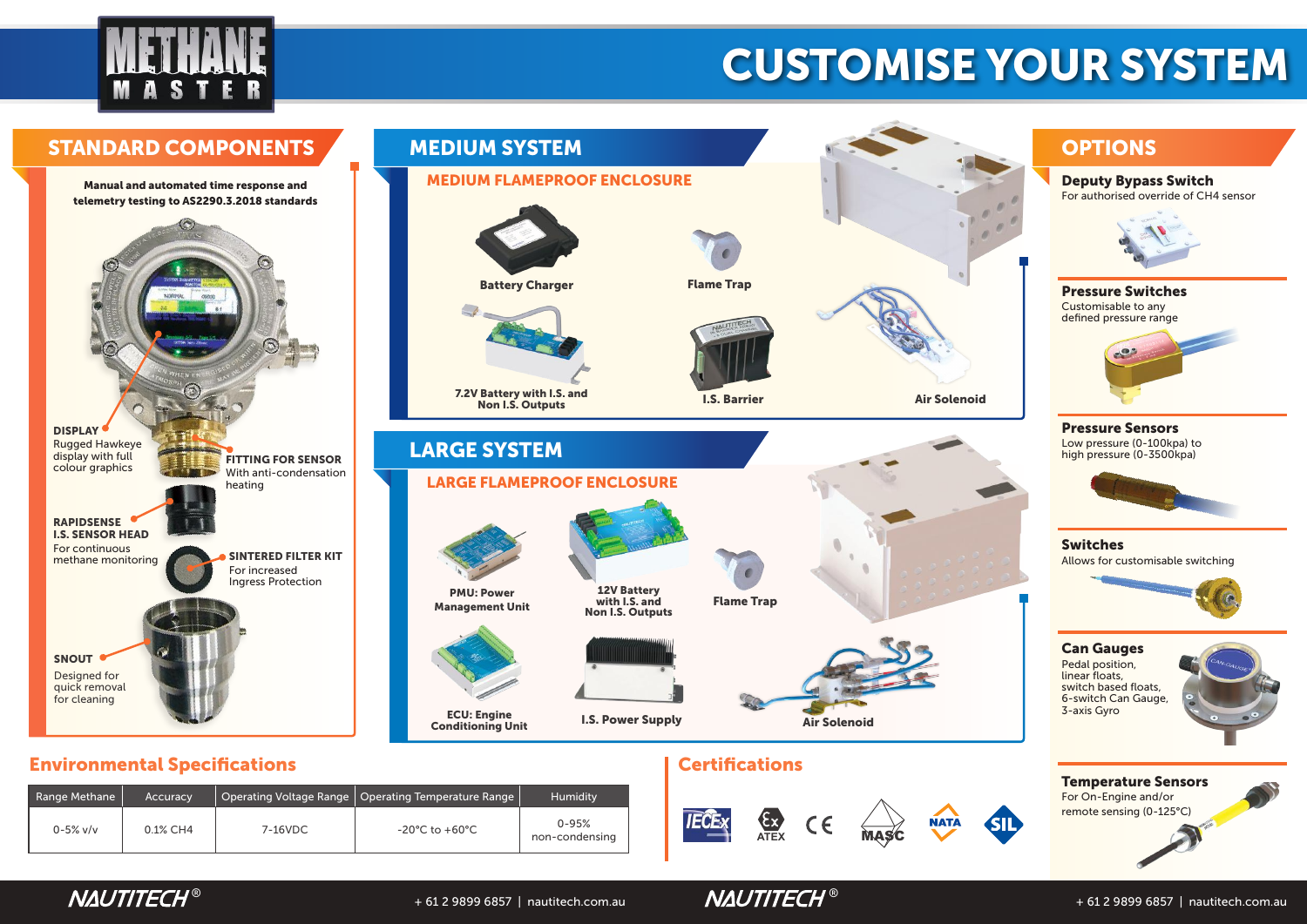# CUSTOMISE YOUR SYSTEM

## STANDARD COMPONENTS

**Manual and automated time response and telemetry testing to AS2290.3.2018 standards**

**DISPLAY**
Rugged Hawkeye display with full colour graphics

**FITTING FOR SENSOR**
With anti-condensation heating

**RAPIDSENSE I.S. SENSOR HEAD**
For continuous methane monitoring

**SINTERED FILTER KIT**
For increased Ingress Protection

**SNOUT**
Designed for quick removal for cleaning

## MEDIUM SYSTEM

### MEDIUM FLAMEPROOF ENCLOSURE

- Battery Charger
- Flame Trap
- 7.2V Battery with I.S. and Non I.S. Outputs
- I.S. Barrier
- Air Solenoid

## LARGE SYSTEM

### LARGE FLAMEPROOF ENCLOSURE

- PMU: Power Management Unit
- 12V Battery with I.S. and Non I.S. Outputs
- Flame Trap
- ECU: Engine Conditioning Unit
- I.S. Power Supply
- Air Solenoid

## OPTIONS

**Deputy Bypass Switch**
For authorised override of $CH_4$ sensor

**Pressure Switches**
Customisable to any defined pressure range

**Pressure Sensors**
Low pressure (0-100kpa) to high pressure (0-3500kpa)

**Switches**
Allows for customisable switching

**Can Gauges**
Pedal position, linear floats, switch based floats, 6-switch Can Gauge, 3-axis Gyro

**Temperature Sensors**
For On-Engine and/or remote sensing (0-125°C)

## Environmental Specifications

| Range Methane | Accuracy | Operating Voltage Range | Operating Temperature Range | Humidity |
|---|---|---|---|---|
| 0-5% v/v | 0.1% $CH_4$ | 7-16VDC | -20°C to +60°C | 0-95% non-condensing |

## Certifications

IECEx · ATEX · CE · MASC · NATA · SIL

NAUTITECH® + 61 2 9899 6857 | nautitech.com.au